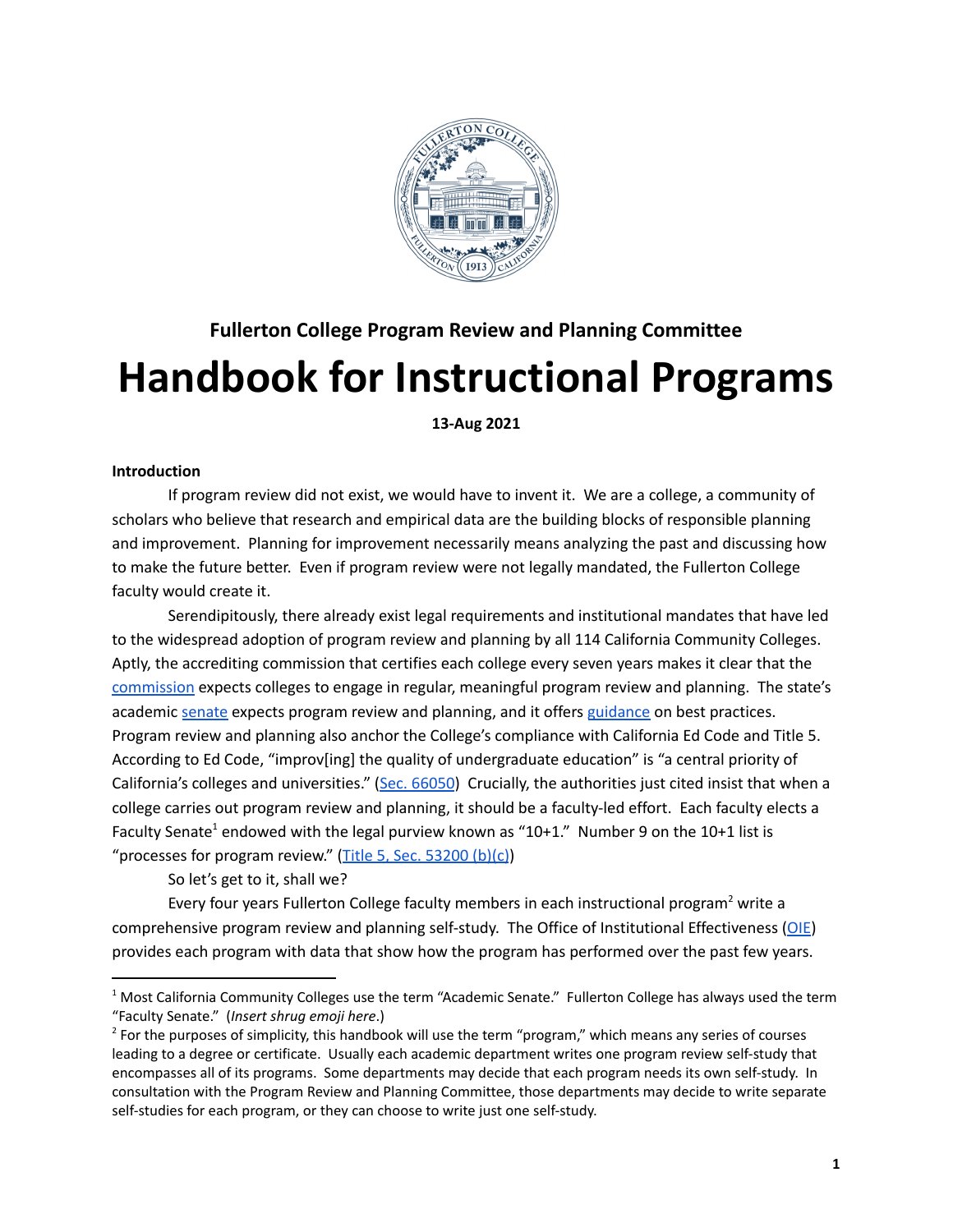**Fullerton College Program Review and Planning Committee**

# Handbook for Instructional Programs

**13-Aug 2021**

**Introduction**

If program review did not exist, we would have to invent it. We are a college, a community of scholars who believe that research and empirical data are the building blocks of responsible planning and improvement. Planning for improvement necessarily means analyzing the past and discussing how to make the future better. Even if program review were not legally mandated, the Fullerton College faculty would create it.

Serendipitously, there already exist legal requirements and institutional mandates that have led to the widespread adoption of program review and planning by all 114 California Community Colleges. Aptly, the accrediting commission that certifies each college every seven years makes it clear that the commission expects colleges to engage in regular, meaningful program review and planning. The state's academic senate expects program review and planning, and it offers guidance on best practices. Program review and planning also anchor the College's compliance with California Ed Code and Title 5. According to Ed Code, "improv[ing] the quality of undergraduate education" is "a central priority of California's colleges and universities." (Sec. 66050) Crucially, the authorities just cited insist that when a college carries out program review and planning, it should be a faculty-led effort. Each faculty elects a Faculty Senate[1] endowed with the legal purview known as "10+1." Number 9 on the 10+1 list is "processes for program review." (Title 5, Sec. 53200 (b)(c))

So let's get to it, shall we?

Every four years Fullerton College faculty members in each instructional program[2] write a comprehensive program review and planning self-study. The Office of Institutional Effectiveness (OIE) provides each program with data that show how the program has performed over the past few years.

---

[1] Most California Community Colleges use the term "Academic Senate." Fullerton College has always used the term "Faculty Senate." (*Insert shrug emoji here*.)

[2] For the purposes of simplicity, this handbook will use the term "program," which means any series of courses leading to a degree or certificate. Usually each academic department writes one program review self-study that encompasses all of its programs. Some departments may decide that each program needs its own self-study. In consultation with the Program Review and Planning Committee, those departments may decide to write separate self-studies for each program, or they can choose to write just one self-study.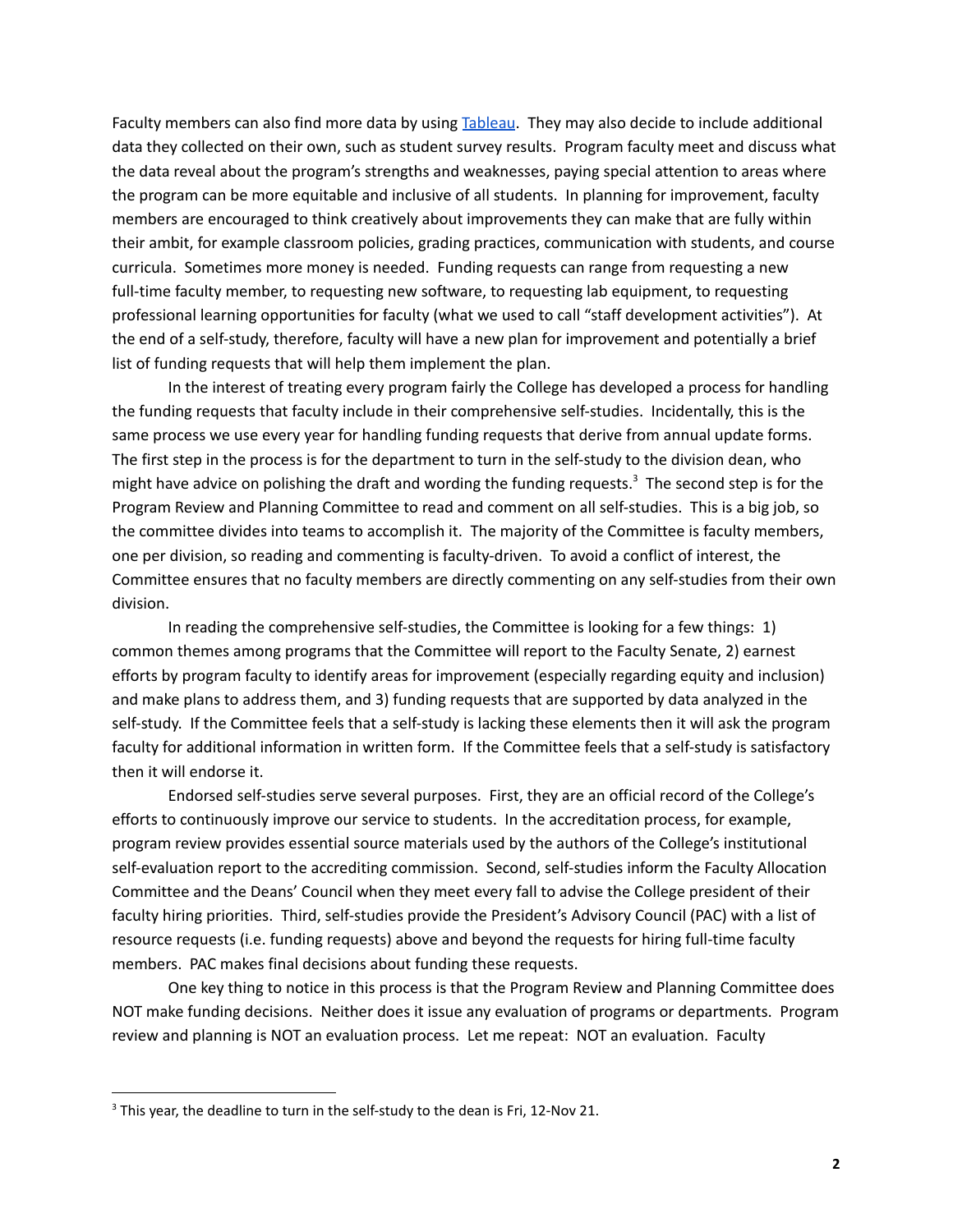Faculty members can also find more data by using Tableau. They may also decide to include additional data they collected on their own, such as student survey results. Program faculty meet and discuss what the data reveal about the program's strengths and weaknesses, paying special attention to areas where the program can be more equitable and inclusive of all students. In planning for improvement, faculty members are encouraged to think creatively about improvements they can make that are fully within their ambit, for example classroom policies, grading practices, communication with students, and course curricula. Sometimes more money is needed. Funding requests can range from requesting a new full-time faculty member, to requesting new software, to requesting lab equipment, to requesting professional learning opportunities for faculty (what we used to call "staff development activities"). At the end of a self-study, therefore, faculty will have a new plan for improvement and potentially a brief list of funding requests that will help them implement the plan.

In the interest of treating every program fairly the College has developed a process for handling the funding requests that faculty include in their comprehensive self-studies. Incidentally, this is the same process we use every year for handling funding requests that derive from annual update forms. The first step in the process is for the department to turn in the self-study to the division dean, who might have advice on polishing the draft and wording the funding requests.[3] The second step is for the Program Review and Planning Committee to read and comment on all self-studies. This is a big job, so the committee divides into teams to accomplish it. The majority of the Committee is faculty members, one per division, so reading and commenting is faculty-driven. To avoid a conflict of interest, the Committee ensures that no faculty members are directly commenting on any self-studies from their own division.

In reading the comprehensive self-studies, the Committee is looking for a few things: 1) common themes among programs that the Committee will report to the Faculty Senate, 2) earnest efforts by program faculty to identify areas for improvement (especially regarding equity and inclusion) and make plans to address them, and 3) funding requests that are supported by data analyzed in the self-study. If the Committee feels that a self-study is lacking these elements then it will ask the program faculty for additional information in written form. If the Committee feels that a self-study is satisfactory then it will endorse it.

Endorsed self-studies serve several purposes. First, they are an official record of the College's efforts to continuously improve our service to students. In the accreditation process, for example, program review provides essential source materials used by the authors of the College's institutional self-evaluation report to the accrediting commission. Second, self-studies inform the Faculty Allocation Committee and the Deans' Council when they meet every fall to advise the College president of their faculty hiring priorities. Third, self-studies provide the President's Advisory Council (PAC) with a list of resource requests (i.e. funding requests) above and beyond the requests for hiring full-time faculty members. PAC makes final decisions about funding these requests.

One key thing to notice in this process is that the Program Review and Planning Committee does NOT make funding decisions. Neither does it issue any evaluation of programs or departments. Program review and planning is NOT an evaluation process. Let me repeat: NOT an evaluation. Faculty

---

[3] This year, the deadline to turn in the self-study to the dean is Fri, 12-Nov 21.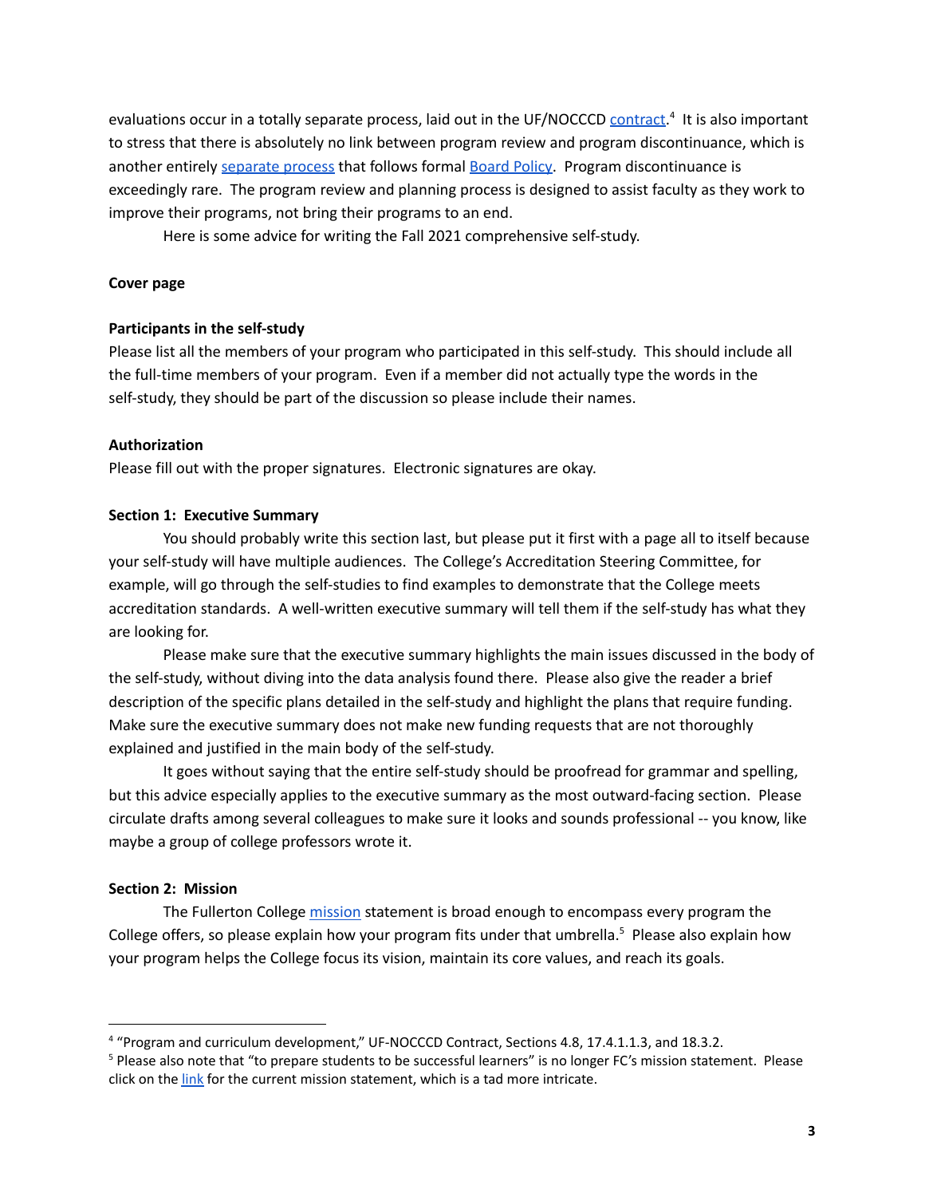evaluations occur in a totally separate process, laid out in the UF/NOCCCD contract.[4] It is also important to stress that there is absolutely no link between program review and program discontinuance, which is another entirely separate process that follows formal Board Policy. Program discontinuance is exceedingly rare. The program review and planning process is designed to assist faculty as they work to improve their programs, not bring their programs to an end.

Here is some advice for writing the Fall 2021 comprehensive self-study.

**Cover page**

**Participants in the self-study**

Please list all the members of your program who participated in this self-study. This should include all the full-time members of your program. Even if a member did not actually type the words in the self-study, they should be part of the discussion so please include their names.

**Authorization**

Please fill out with the proper signatures. Electronic signatures are okay.

**Section 1: Executive Summary**

You should probably write this section last, but please put it first with a page all to itself because your self-study will have multiple audiences. The College's Accreditation Steering Committee, for example, will go through the self-studies to find examples to demonstrate that the College meets accreditation standards. A well-written executive summary will tell them if the self-study has what they are looking for.

Please make sure that the executive summary highlights the main issues discussed in the body of the self-study, without diving into the data analysis found there. Please also give the reader a brief description of the specific plans detailed in the self-study and highlight the plans that require funding. Make sure the executive summary does not make new funding requests that are not thoroughly explained and justified in the main body of the self-study.

It goes without saying that the entire self-study should be proofread for grammar and spelling, but this advice especially applies to the executive summary as the most outward-facing section. Please circulate drafts among several colleagues to make sure it looks and sounds professional -- you know, like maybe a group of college professors wrote it.

**Section 2: Mission**

The Fullerton College mission statement is broad enough to encompass every program the College offers, so please explain how your program fits under that umbrella.[5] Please also explain how your program helps the College focus its vision, maintain its core values, and reach its goals.

---

[4] "Program and curriculum development," UF-NOCCCD Contract, Sections 4.8, 17.4.1.1.3, and 18.3.2.

[5] Please also note that "to prepare students to be successful learners" is no longer FC's mission statement. Please click on the link for the current mission statement, which is a tad more intricate.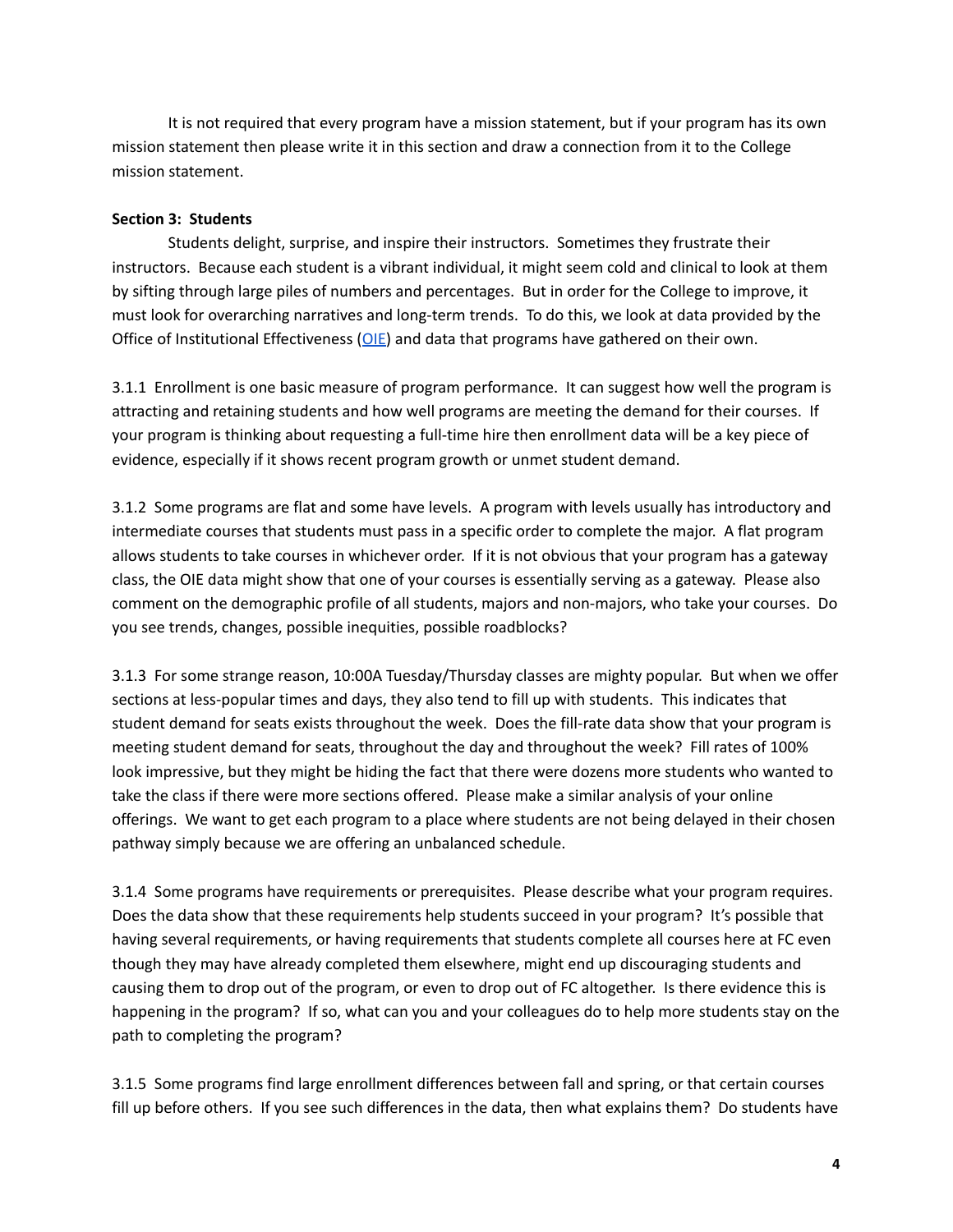It is not required that every program have a mission statement, but if your program has its own mission statement then please write it in this section and draw a connection from it to the College mission statement.

**Section 3: Students**

Students delight, surprise, and inspire their instructors. Sometimes they frustrate their instructors. Because each student is a vibrant individual, it might seem cold and clinical to look at them by sifting through large piles of numbers and percentages. But in order for the College to improve, it must look for overarching narratives and long-term trends. To do this, we look at data provided by the Office of Institutional Effectiveness (OIE) and data that programs have gathered on their own.

3.1.1 Enrollment is one basic measure of program performance. It can suggest how well the program is attracting and retaining students and how well programs are meeting the demand for their courses. If your program is thinking about requesting a full-time hire then enrollment data will be a key piece of evidence, especially if it shows recent program growth or unmet student demand.

3.1.2 Some programs are flat and some have levels. A program with levels usually has introductory and intermediate courses that students must pass in a specific order to complete the major. A flat program allows students to take courses in whichever order. If it is not obvious that your program has a gateway class, the OIE data might show that one of your courses is essentially serving as a gateway. Please also comment on the demographic profile of all students, majors and non-majors, who take your courses. Do you see trends, changes, possible inequities, possible roadblocks?

3.1.3 For some strange reason, 10:00A Tuesday/Thursday classes are mighty popular. But when we offer sections at less-popular times and days, they also tend to fill up with students. This indicates that student demand for seats exists throughout the week. Does the fill-rate data show that your program is meeting student demand for seats, throughout the day and throughout the week? Fill rates of 100% look impressive, but they might be hiding the fact that there were dozens more students who wanted to take the class if there were more sections offered. Please make a similar analysis of your online offerings. We want to get each program to a place where students are not being delayed in their chosen pathway simply because we are offering an unbalanced schedule.

3.1.4 Some programs have requirements or prerequisites. Please describe what your program requires. Does the data show that these requirements help students succeed in your program? It's possible that having several requirements, or having requirements that students complete all courses here at FC even though they may have already completed them elsewhere, might end up discouraging students and causing them to drop out of the program, or even to drop out of FC altogether. Is there evidence this is happening in the program? If so, what can you and your colleagues do to help more students stay on the path to completing the program?

3.1.5 Some programs find large enrollment differences between fall and spring, or that certain courses fill up before others. If you see such differences in the data, then what explains them? Do students have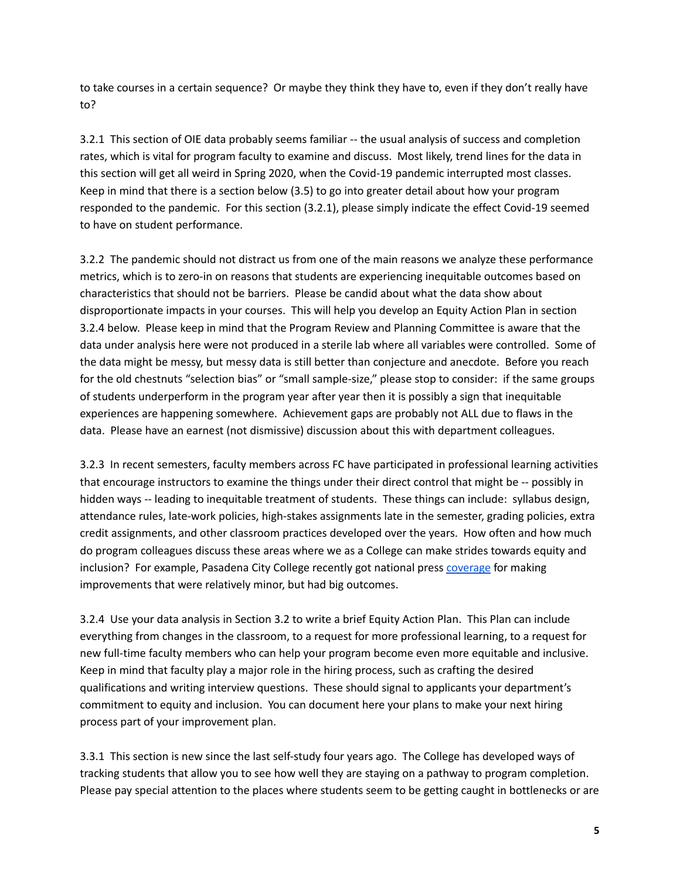to take courses in a certain sequence? Or maybe they think they have to, even if they don't really have to?

3.2.1 This section of OIE data probably seems familiar -- the usual analysis of success and completion rates, which is vital for program faculty to examine and discuss. Most likely, trend lines for the data in this section will get all weird in Spring 2020, when the Covid-19 pandemic interrupted most classes. Keep in mind that there is a section below (3.5) to go into greater detail about how your program responded to the pandemic. For this section (3.2.1), please simply indicate the effect Covid-19 seemed to have on student performance.

3.2.2 The pandemic should not distract us from one of the main reasons we analyze these performance metrics, which is to zero-in on reasons that students are experiencing inequitable outcomes based on characteristics that should not be barriers. Please be candid about what the data show about disproportionate impacts in your courses. This will help you develop an Equity Action Plan in section 3.2.4 below. Please keep in mind that the Program Review and Planning Committee is aware that the data under analysis here were not produced in a sterile lab where all variables were controlled. Some of the data might be messy, but messy data is still better than conjecture and anecdote. Before you reach for the old chestnuts "selection bias" or "small sample-size," please stop to consider: if the same groups of students underperform in the program year after year then it is possibly a sign that inequitable experiences are happening somewhere. Achievement gaps are probably not ALL due to flaws in the data. Please have an earnest (not dismissive) discussion about this with department colleagues.

3.2.3 In recent semesters, faculty members across FC have participated in professional learning activities that encourage instructors to examine the things under their direct control that might be -- possibly in hidden ways -- leading to inequitable treatment of students. These things can include: syllabus design, attendance rules, late-work policies, high-stakes assignments late in the semester, grading policies, extra credit assignments, and other classroom practices developed over the years. How often and how much do program colleagues discuss these areas where we as a College can make strides towards equity and inclusion? For example, Pasadena City College recently got national press coverage for making improvements that were relatively minor, but had big outcomes.

3.2.4 Use your data analysis in Section 3.2 to write a brief Equity Action Plan. This Plan can include everything from changes in the classroom, to a request for more professional learning, to a request for new full-time faculty members who can help your program become even more equitable and inclusive. Keep in mind that faculty play a major role in the hiring process, such as crafting the desired qualifications and writing interview questions. These should signal to applicants your department's commitment to equity and inclusion. You can document here your plans to make your next hiring process part of your improvement plan.

3.3.1 This section is new since the last self-study four years ago. The College has developed ways of tracking students that allow you to see how well they are staying on a pathway to program completion. Please pay special attention to the places where students seem to be getting caught in bottlenecks or are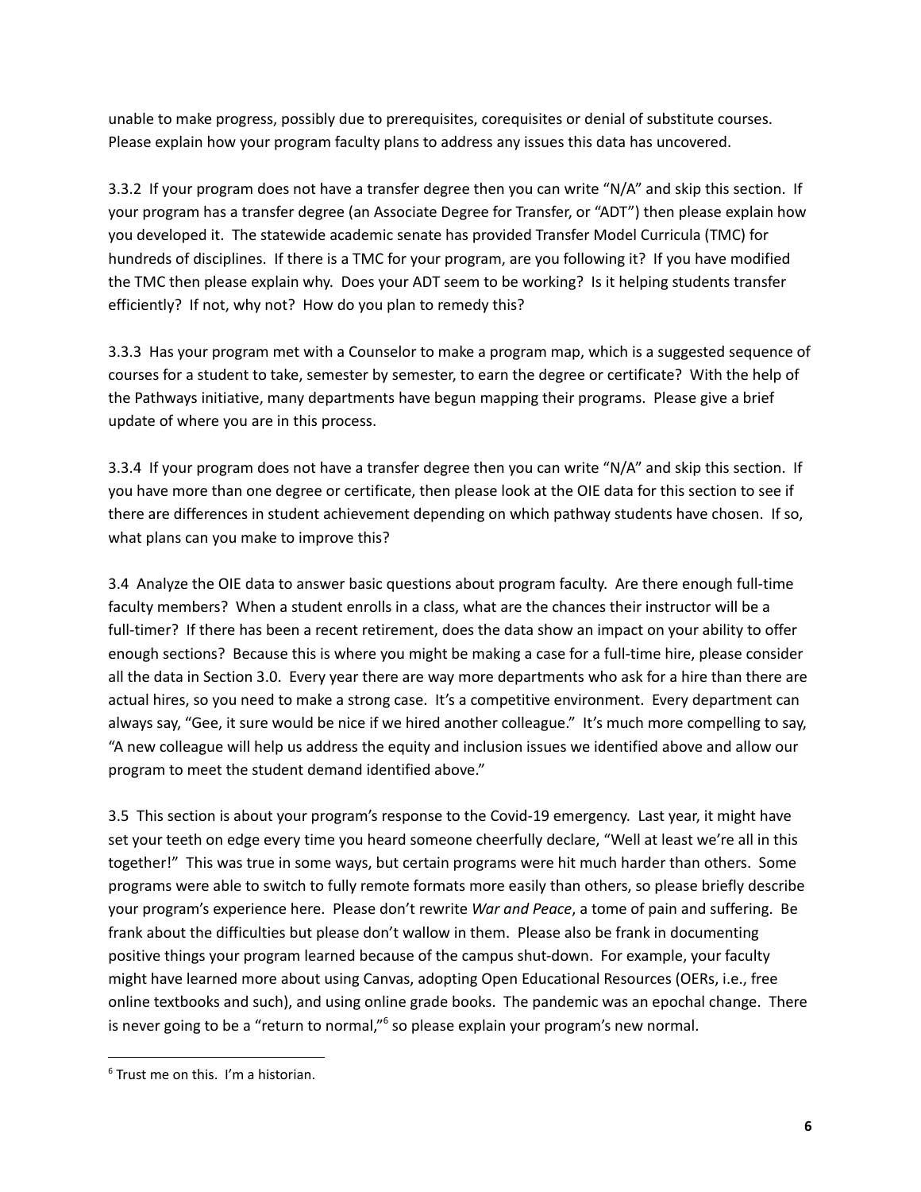unable to make progress, possibly due to prerequisites, corequisites or denial of substitute courses. Please explain how your program faculty plans to address any issues this data has uncovered.

3.3.2 If your program does not have a transfer degree then you can write "N/A" and skip this section. If your program has a transfer degree (an Associate Degree for Transfer, or "ADT") then please explain how you developed it. The statewide academic senate has provided Transfer Model Curricula (TMC) for hundreds of disciplines. If there is a TMC for your program, are you following it? If you have modified the TMC then please explain why. Does your ADT seem to be working? Is it helping students transfer efficiently? If not, why not? How do you plan to remedy this?

3.3.3 Has your program met with a Counselor to make a program map, which is a suggested sequence of courses for a student to take, semester by semester, to earn the degree or certificate? With the help of the Pathways initiative, many departments have begun mapping their programs. Please give a brief update of where you are in this process.

3.3.4 If your program does not have a transfer degree then you can write "N/A" and skip this section. If you have more than one degree or certificate, then please look at the OIE data for this section to see if there are differences in student achievement depending on which pathway students have chosen. If so, what plans can you make to improve this?

3.4 Analyze the OIE data to answer basic questions about program faculty. Are there enough full-time faculty members? When a student enrolls in a class, what are the chances their instructor will be a full-timer? If there has been a recent retirement, does the data show an impact on your ability to offer enough sections? Because this is where you might be making a case for a full-time hire, please consider all the data in Section 3.0. Every year there are way more departments who ask for a hire than there are actual hires, so you need to make a strong case. It's a competitive environment. Every department can always say, "Gee, it sure would be nice if we hired another colleague." It's much more compelling to say, "A new colleague will help us address the equity and inclusion issues we identified above and allow our program to meet the student demand identified above."

3.5 This section is about your program's response to the Covid-19 emergency. Last year, it might have set your teeth on edge every time you heard someone cheerfully declare, "Well at least we're all in this together!" This was true in some ways, but certain programs were hit much harder than others. Some programs were able to switch to fully remote formats more easily than others, so please briefly describe your program's experience here. Please don't rewrite *War and Peace*, a tome of pain and suffering. Be frank about the difficulties but please don't wallow in them. Please also be frank in documenting positive things your program learned because of the campus shut-down. For example, your faculty might have learned more about using Canvas, adopting Open Educational Resources (OERs, i.e., free online textbooks and such), and using online grade books. The pandemic was an epochal change. There is never going to be a "return to normal,"[6] so please explain your program's new normal.

---

[6] Trust me on this. I'm a historian.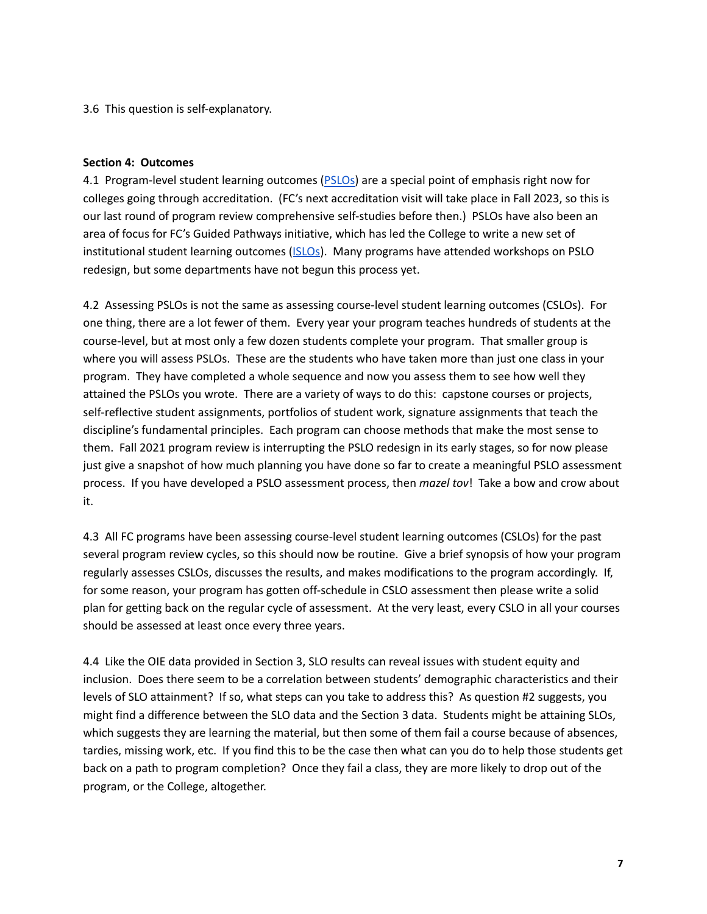3.6 This question is self-explanatory.

**Section 4: Outcomes**

4.1 Program-level student learning outcomes (PSLOs) are a special point of emphasis right now for colleges going through accreditation. (FC's next accreditation visit will take place in Fall 2023, so this is our last round of program review comprehensive self-studies before then.) PSLOs have also been an area of focus for FC's Guided Pathways initiative, which has led the College to write a new set of institutional student learning outcomes (ISLOs). Many programs have attended workshops on PSLO redesign, but some departments have not begun this process yet.

4.2 Assessing PSLOs is not the same as assessing course-level student learning outcomes (CSLOs). For one thing, there are a lot fewer of them. Every year your program teaches hundreds of students at the course-level, but at most only a few dozen students complete your program. That smaller group is where you will assess PSLOs. These are the students who have taken more than just one class in your program. They have completed a whole sequence and now you assess them to see how well they attained the PSLOs you wrote. There are a variety of ways to do this: capstone courses or projects, self-reflective student assignments, portfolios of student work, signature assignments that teach the discipline's fundamental principles. Each program can choose methods that make the most sense to them. Fall 2021 program review is interrupting the PSLO redesign in its early stages, so for now please just give a snapshot of how much planning you have done so far to create a meaningful PSLO assessment process. If you have developed a PSLO assessment process, then *mazel tov*! Take a bow and crow about it.

4.3 All FC programs have been assessing course-level student learning outcomes (CSLOs) for the past several program review cycles, so this should now be routine. Give a brief synopsis of how your program regularly assesses CSLOs, discusses the results, and makes modifications to the program accordingly. If, for some reason, your program has gotten off-schedule in CSLO assessment then please write a solid plan for getting back on the regular cycle of assessment. At the very least, every CSLO in all your courses should be assessed at least once every three years.

4.4 Like the OIE data provided in Section 3, SLO results can reveal issues with student equity and inclusion. Does there seem to be a correlation between students' demographic characteristics and their levels of SLO attainment? If so, what steps can you take to address this? As question #2 suggests, you might find a difference between the SLO data and the Section 3 data. Students might be attaining SLOs, which suggests they are learning the material, but then some of them fail a course because of absences, tardies, missing work, etc. If you find this to be the case then what can you do to help those students get back on a path to program completion? Once they fail a class, they are more likely to drop out of the program, or the College, altogether.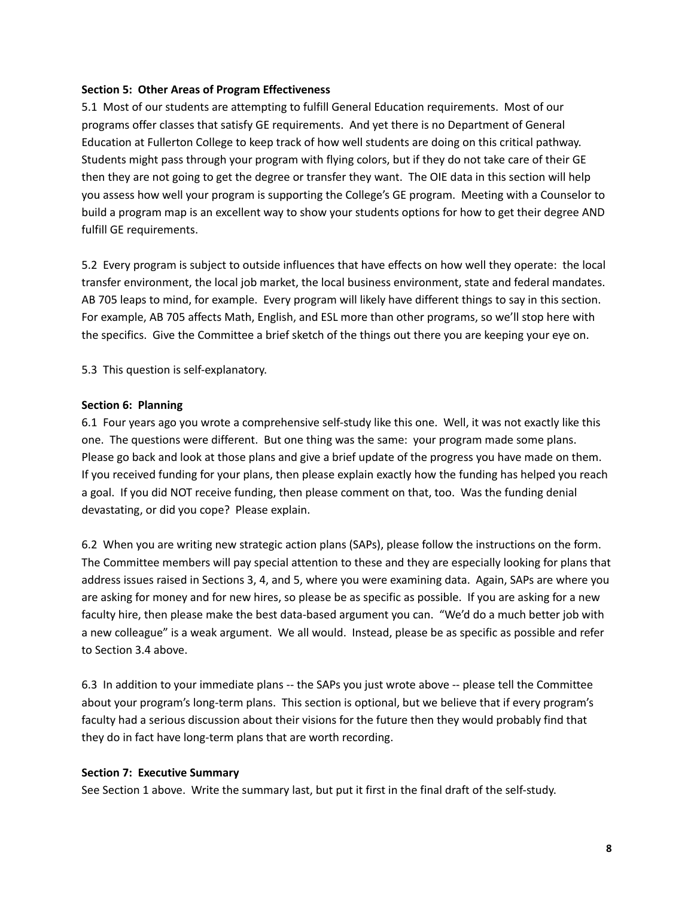**Section 5: Other Areas of Program Effectiveness**

5.1 Most of our students are attempting to fulfill General Education requirements. Most of our programs offer classes that satisfy GE requirements. And yet there is no Department of General Education at Fullerton College to keep track of how well students are doing on this critical pathway. Students might pass through your program with flying colors, but if they do not take care of their GE then they are not going to get the degree or transfer they want. The OIE data in this section will help you assess how well your program is supporting the College's GE program. Meeting with a Counselor to build a program map is an excellent way to show your students options for how to get their degree AND fulfill GE requirements.

5.2 Every program is subject to outside influences that have effects on how well they operate: the local transfer environment, the local job market, the local business environment, state and federal mandates. AB 705 leaps to mind, for example. Every program will likely have different things to say in this section. For example, AB 705 affects Math, English, and ESL more than other programs, so we'll stop here with the specifics. Give the Committee a brief sketch of the things out there you are keeping your eye on.

5.3 This question is self-explanatory.

**Section 6: Planning**

6.1 Four years ago you wrote a comprehensive self-study like this one. Well, it was not exactly like this one. The questions were different. But one thing was the same: your program made some plans. Please go back and look at those plans and give a brief update of the progress you have made on them. If you received funding for your plans, then please explain exactly how the funding has helped you reach a goal. If you did NOT receive funding, then please comment on that, too. Was the funding denial devastating, or did you cope? Please explain.

6.2 When you are writing new strategic action plans (SAPs), please follow the instructions on the form. The Committee members will pay special attention to these and they are especially looking for plans that address issues raised in Sections 3, 4, and 5, where you were examining data. Again, SAPs are where you are asking for money and for new hires, so please be as specific as possible. If you are asking for a new faculty hire, then please make the best data-based argument you can. "We'd do a much better job with a new colleague" is a weak argument. We all would. Instead, please be as specific as possible and refer to Section 3.4 above.

6.3 In addition to your immediate plans -- the SAPs you just wrote above -- please tell the Committee about your program's long-term plans. This section is optional, but we believe that if every program's faculty had a serious discussion about their visions for the future then they would probably find that they do in fact have long-term plans that are worth recording.

**Section 7: Executive Summary**

See Section 1 above. Write the summary last, but put it first in the final draft of the self-study.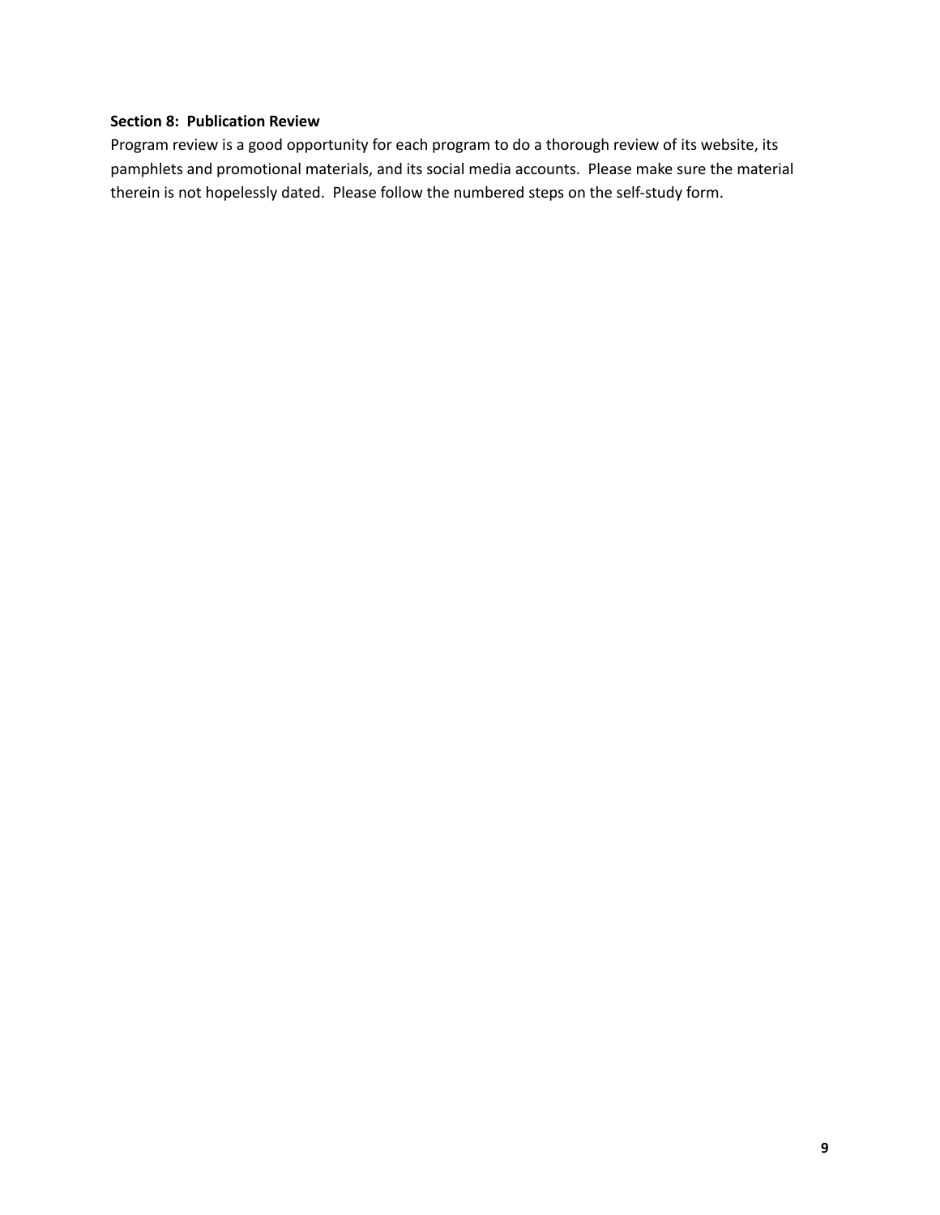**Section 8: Publication Review**

Program review is a good opportunity for each program to do a thorough review of its website, its pamphlets and promotional materials, and its social media accounts. Please make sure the material therein is not hopelessly dated. Please follow the numbered steps on the self-study form.